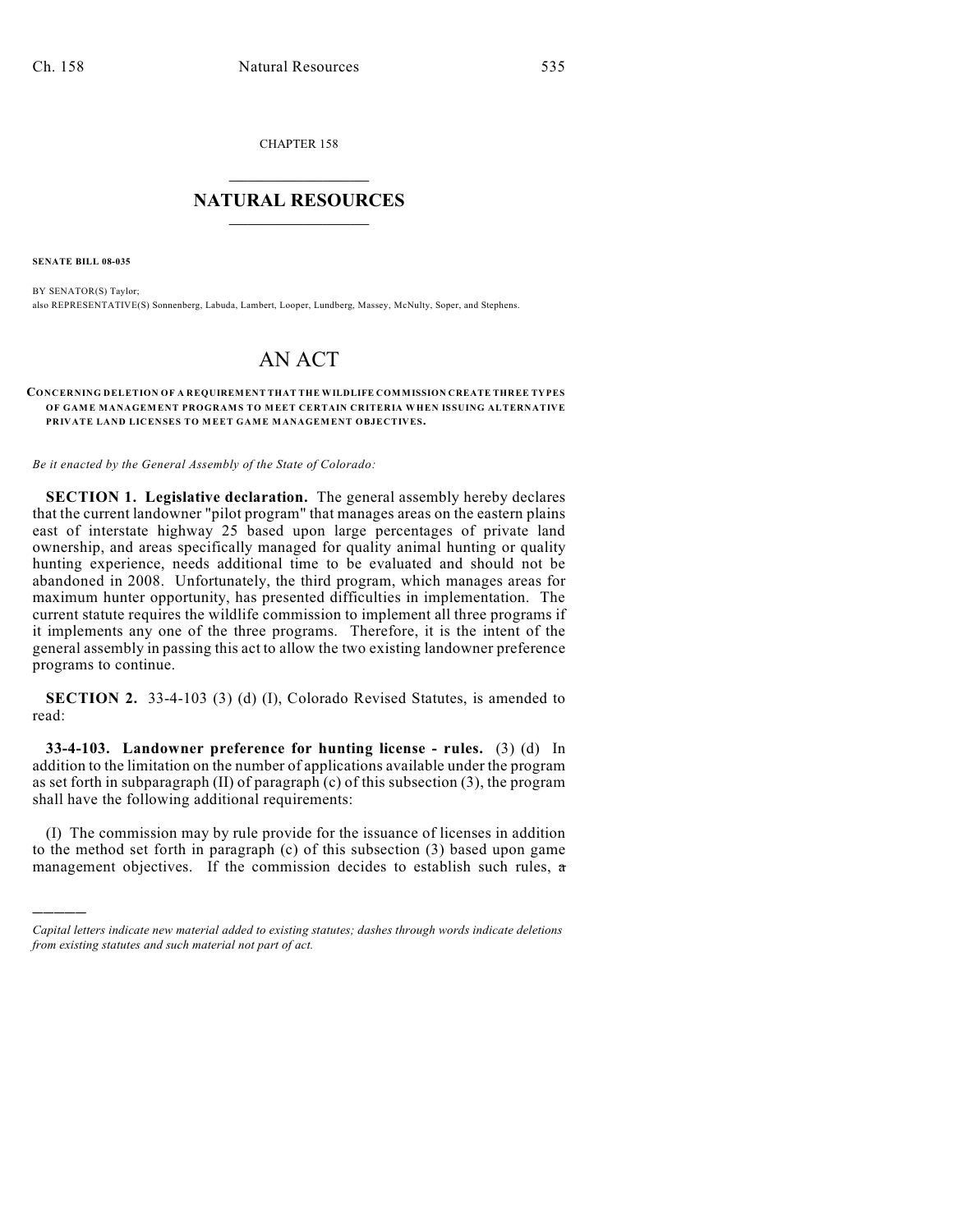CHAPTER 158

## NATURAL RESOURCES

**SENATE BILL 08-035**

BY SENATOR(S) Taylor;
also REPRESENTATIVE(S) Sonnenberg, Labuda, Lambert, Looper, Lundberg, Massey, McNulty, Soper, and Stephens.

# AN ACT

**CONCERNING DELETION OF A REQUIREMENT THAT THE WILDLIFE COMMISSION CREATE THREE TYPES OF GAME MANAGEMENT PROGRAMS TO MEET CERTAIN CRITERIA WHEN ISSUING ALTERNATIVE PRIVATE LAND LICENSES TO MEET GAME MANAGEMENT OBJECTIVES.**

*Be it enacted by the General Assembly of the State of Colorado:*

**SECTION 1. Legislative declaration.** The general assembly hereby declares that the current landowner "pilot program" that manages areas on the eastern plains east of interstate highway 25 based upon large percentages of private land ownership, and areas specifically managed for quality animal hunting or quality hunting experience, needs additional time to be evaluated and should not be abandoned in 2008. Unfortunately, the third program, which manages areas for maximum hunter opportunity, has presented difficulties in implementation. The current statute requires the wildlife commission to implement all three programs if it implements any one of the three programs. Therefore, it is the intent of the general assembly in passing this act to allow the two existing landowner preference programs to continue.

**SECTION 2.** 33-4-103 (3) (d) (I), Colorado Revised Statutes, is amended to read:

**33-4-103. Landowner preference for hunting license - rules.** (3) (d) In addition to the limitation on the number of applications available under the program as set forth in subparagraph (II) of paragraph (c) of this subsection (3), the program shall have the following additional requirements:

(I) The commission may by rule provide for the issuance of licenses in addition to the method set forth in paragraph (c) of this subsection (3) based upon game management objectives. If the commission decides to establish such rules, ~~a~~

---

*Capital letters indicate new material added to existing statutes; dashes through words indicate deletions from existing statutes and such material not part of act.*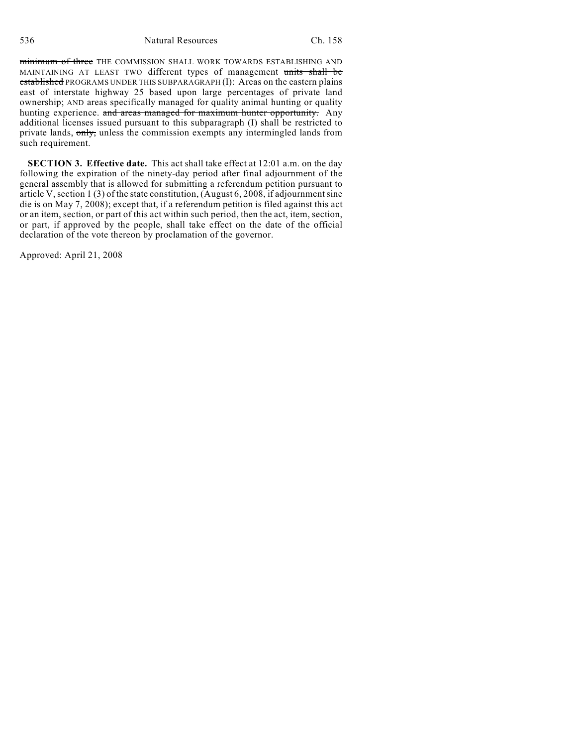~~minimum of three~~ THE COMMISSION SHALL WORK TOWARDS ESTABLISHING AND MAINTAINING AT LEAST TWO different types of management ~~units shall be established~~ PROGRAMS UNDER THIS SUBPARAGRAPH (I): Areas on the eastern plains east of interstate highway 25 based upon large percentages of private land ownership; AND areas specifically managed for quality animal hunting or quality hunting experience. ~~and areas managed for maximum hunter opportunity.~~ Any additional licenses issued pursuant to this subparagraph (I) shall be restricted to private lands, ~~only,~~ unless the commission exempts any intermingled lands from such requirement.

**SECTION 3. Effective date.** This act shall take effect at 12:01 a.m. on the day following the expiration of the ninety-day period after final adjournment of the general assembly that is allowed for submitting a referendum petition pursuant to article V, section 1 (3) of the state constitution, (August 6, 2008, if adjournment sine die is on May 7, 2008); except that, if a referendum petition is filed against this act or an item, section, or part of this act within such period, then the act, item, section, or part, if approved by the people, shall take effect on the date of the official declaration of the vote thereon by proclamation of the governor.

Approved: April 21, 2008